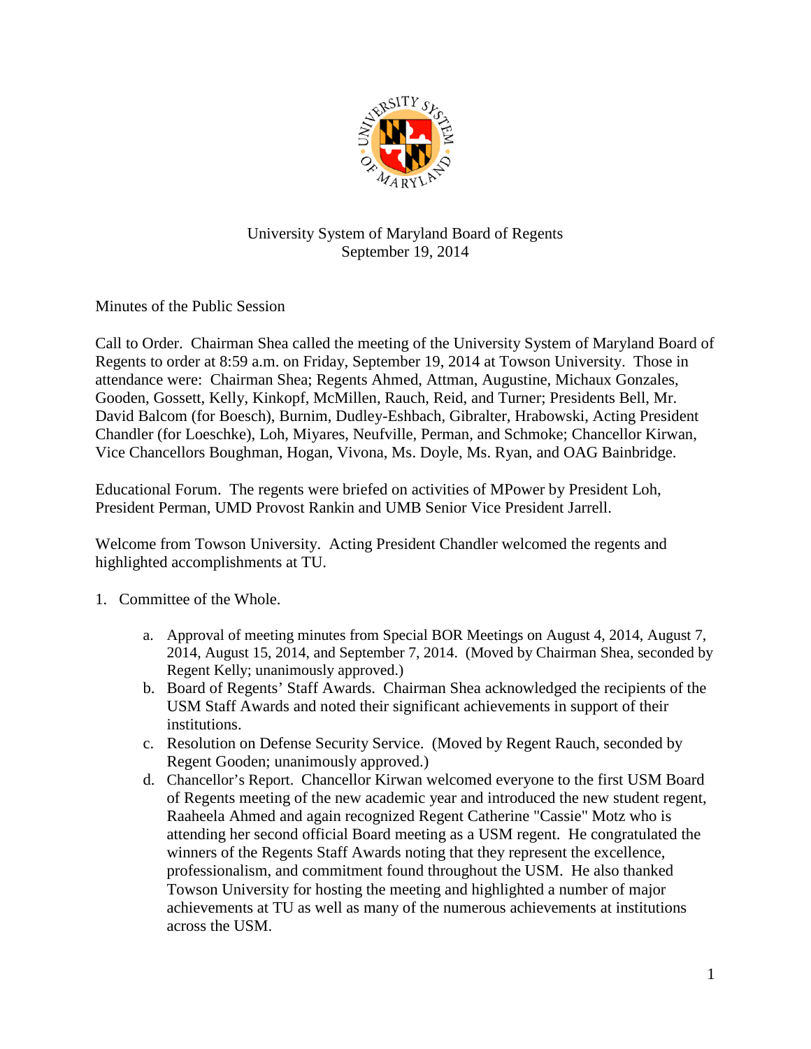University System of Maryland Board of Regents
September 19, 2014

Minutes of the Public Session

Call to Order. Chairman Shea called the meeting of the University System of Maryland Board of Regents to order at 8:59 a.m. on Friday, September 19, 2014 at Towson University. Those in attendance were: Chairman Shea; Regents Ahmed, Attman, Augustine, Michaux Gonzales, Gooden, Gossett, Kelly, Kinkopf, McMillen, Rauch, Reid, and Turner; Presidents Bell, Mr. David Balcom (for Boesch), Burnim, Dudley-Eshbach, Gibralter, Hrabowski, Acting President Chandler (for Loeschke), Loh, Miyares, Neufville, Perman, and Schmoke; Chancellor Kirwan, Vice Chancellors Boughman, Hogan, Vivona, Ms. Doyle, Ms. Ryan, and OAG Bainbridge.

Educational Forum. The regents were briefed on activities of MPower by President Loh, President Perman, UMD Provost Rankin and UMB Senior Vice President Jarrell.

Welcome from Towson University. Acting President Chandler welcomed the regents and highlighted accomplishments at TU.

1. Committee of the Whole.

    a. Approval of meeting minutes from Special BOR Meetings on August 4, 2014, August 7, 2014, August 15, 2014, and September 7, 2014. (Moved by Chairman Shea, seconded by Regent Kelly; unanimously approved.)
    b. Board of Regents' Staff Awards. Chairman Shea acknowledged the recipients of the USM Staff Awards and noted their significant achievements in support of their institutions.
    c. Resolution on Defense Security Service. (Moved by Regent Rauch, seconded by Regent Gooden; unanimously approved.)
    d. Chancellor's Report. Chancellor Kirwan welcomed everyone to the first USM Board of Regents meeting of the new academic year and introduced the new student regent, Raaheela Ahmed and again recognized Regent Catherine "Cassie" Motz who is attending her second official Board meeting as a USM regent. He congratulated the winners of the Regents Staff Awards noting that they represent the excellence, professionalism, and commitment found throughout the USM. He also thanked Towson University for hosting the meeting and highlighted a number of major achievements at TU as well as many of the numerous achievements at institutions across the USM.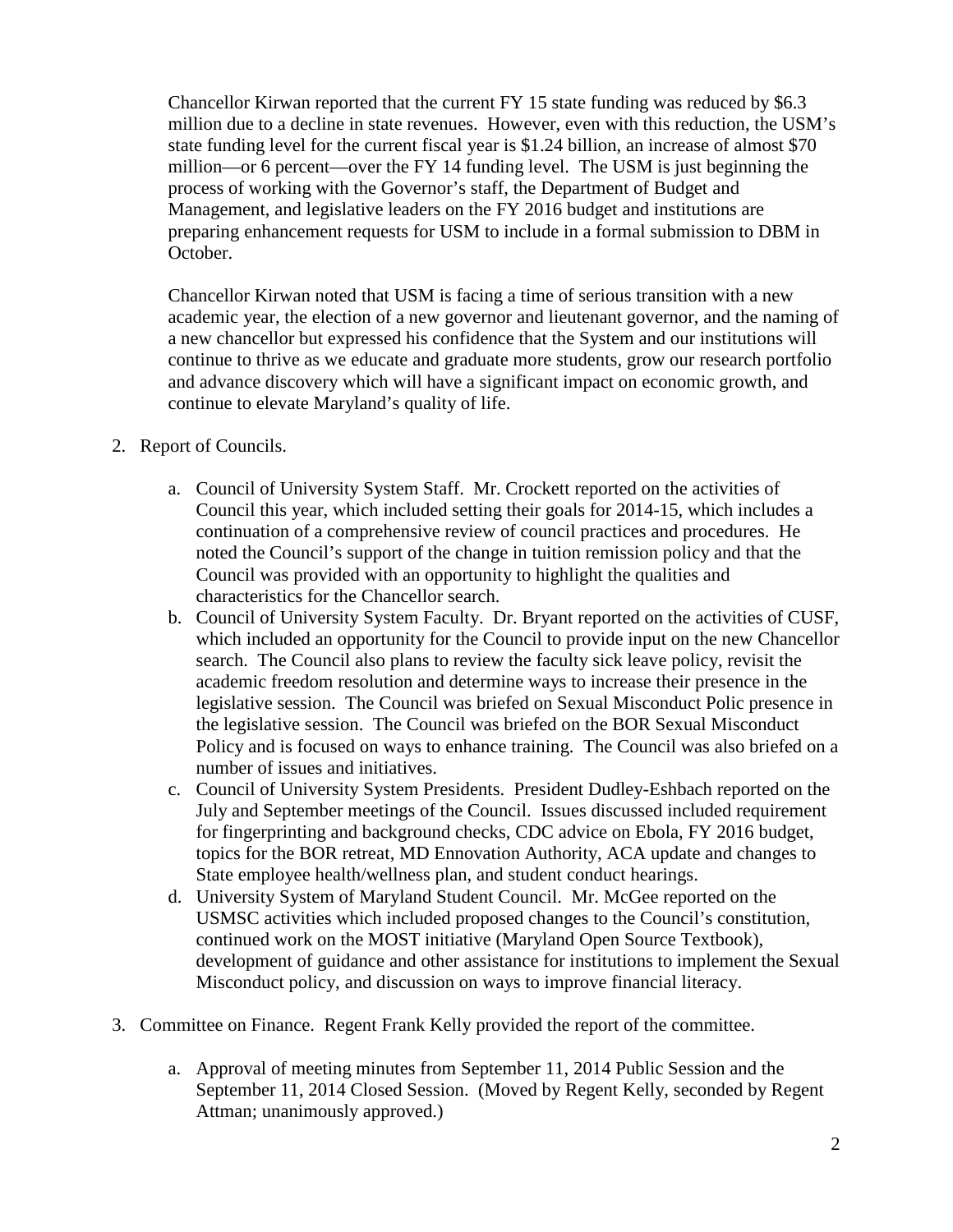Chancellor Kirwan reported that the current FY 15 state funding was reduced by $6.3 million due to a decline in state revenues. However, even with this reduction, the USM's state funding level for the current fiscal year is $1.24 billion, an increase of almost $70 million—or 6 percent—over the FY 14 funding level. The USM is just beginning the process of working with the Governor's staff, the Department of Budget and Management, and legislative leaders on the FY 2016 budget and institutions are preparing enhancement requests for USM to include in a formal submission to DBM in October.

Chancellor Kirwan noted that USM is facing a time of serious transition with a new academic year, the election of a new governor and lieutenant governor, and the naming of a new chancellor but expressed his confidence that the System and our institutions will continue to thrive as we educate and graduate more students, grow our research portfolio and advance discovery which will have a significant impact on economic growth, and continue to elevate Maryland's quality of life.

2. Report of Councils.

    a. Council of University System Staff. Mr. Crockett reported on the activities of Council this year, which included setting their goals for 2014-15, which includes a continuation of a comprehensive review of council practices and procedures. He noted the Council's support of the change in tuition remission policy and that the Council was provided with an opportunity to highlight the qualities and characteristics for the Chancellor search.
    b. Council of University System Faculty. Dr. Bryant reported on the activities of CUSF, which included an opportunity for the Council to provide input on the new Chancellor search. The Council also plans to review the faculty sick leave policy, revisit the academic freedom resolution and determine ways to increase their presence in the legislative session. The Council was briefed on Sexual Misconduct Polic presence in the legislative session. The Council was briefed on the BOR Sexual Misconduct Policy and is focused on ways to enhance training. The Council was also briefed on a number of issues and initiatives.
    c. Council of University System Presidents. President Dudley-Eshbach reported on the July and September meetings of the Council. Issues discussed included requirement for fingerprinting and background checks, CDC advice on Ebola, FY 2016 budget, topics for the BOR retreat, MD Ennovation Authority, ACA update and changes to State employee health/wellness plan, and student conduct hearings.
    d. University System of Maryland Student Council. Mr. McGee reported on the USMSC activities which included proposed changes to the Council's constitution, continued work on the MOST initiative (Maryland Open Source Textbook), development of guidance and other assistance for institutions to implement the Sexual Misconduct policy, and discussion on ways to improve financial literacy.

3. Committee on Finance. Regent Frank Kelly provided the report of the committee.

    a. Approval of meeting minutes from September 11, 2014 Public Session and the September 11, 2014 Closed Session. (Moved by Regent Kelly, seconded by Regent Attman; unanimously approved.)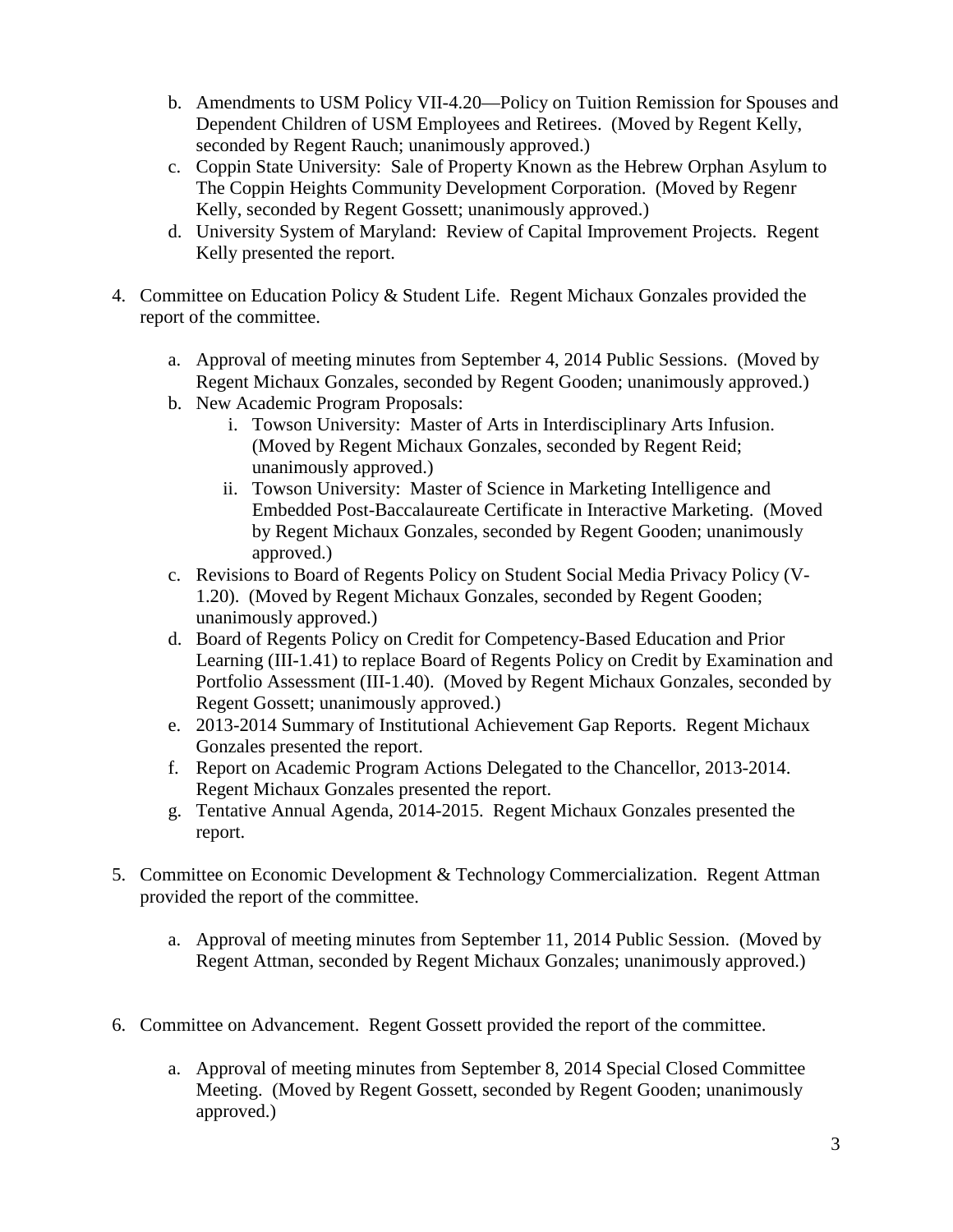b. Amendments to USM Policy VII-4.20—Policy on Tuition Remission for Spouses and Dependent Children of USM Employees and Retirees. (Moved by Regent Kelly, seconded by Regent Rauch; unanimously approved.)
c. Coppin State University: Sale of Property Known as the Hebrew Orphan Asylum to The Coppin Heights Community Development Corporation. (Moved by Regenr Kelly, seconded by Regent Gossett; unanimously approved.)
d. University System of Maryland: Review of Capital Improvement Projects. Regent Kelly presented the report.

4. Committee on Education Policy & Student Life. Regent Michaux Gonzales provided the report of the committee.

   a. Approval of meeting minutes from September 4, 2014 Public Sessions. (Moved by Regent Michaux Gonzales, seconded by Regent Gooden; unanimously approved.)
   b. New Academic Program Proposals:
      i. Towson University: Master of Arts in Interdisciplinary Arts Infusion. (Moved by Regent Michaux Gonzales, seconded by Regent Reid; unanimously approved.)
      ii. Towson University: Master of Science in Marketing Intelligence and Embedded Post-Baccalaureate Certificate in Interactive Marketing. (Moved by Regent Michaux Gonzales, seconded by Regent Gooden; unanimously approved.)
   c. Revisions to Board of Regents Policy on Student Social Media Privacy Policy (V-1.20). (Moved by Regent Michaux Gonzales, seconded by Regent Gooden; unanimously approved.)
   d. Board of Regents Policy on Credit for Competency-Based Education and Prior Learning (III-1.41) to replace Board of Regents Policy on Credit by Examination and Portfolio Assessment (III-1.40). (Moved by Regent Michaux Gonzales, seconded by Regent Gossett; unanimously approved.)
   e. 2013-2014 Summary of Institutional Achievement Gap Reports. Regent Michaux Gonzales presented the report.
   f. Report on Academic Program Actions Delegated to the Chancellor, 2013-2014. Regent Michaux Gonzales presented the report.
   g. Tentative Annual Agenda, 2014-2015. Regent Michaux Gonzales presented the report.

5. Committee on Economic Development & Technology Commercialization. Regent Attman provided the report of the committee.

   a. Approval of meeting minutes from September 11, 2014 Public Session. (Moved by Regent Attman, seconded by Regent Michaux Gonzales; unanimously approved.)

6. Committee on Advancement. Regent Gossett provided the report of the committee.

   a. Approval of meeting minutes from September 8, 2014 Special Closed Committee Meeting. (Moved by Regent Gossett, seconded by Regent Gooden; unanimously approved.)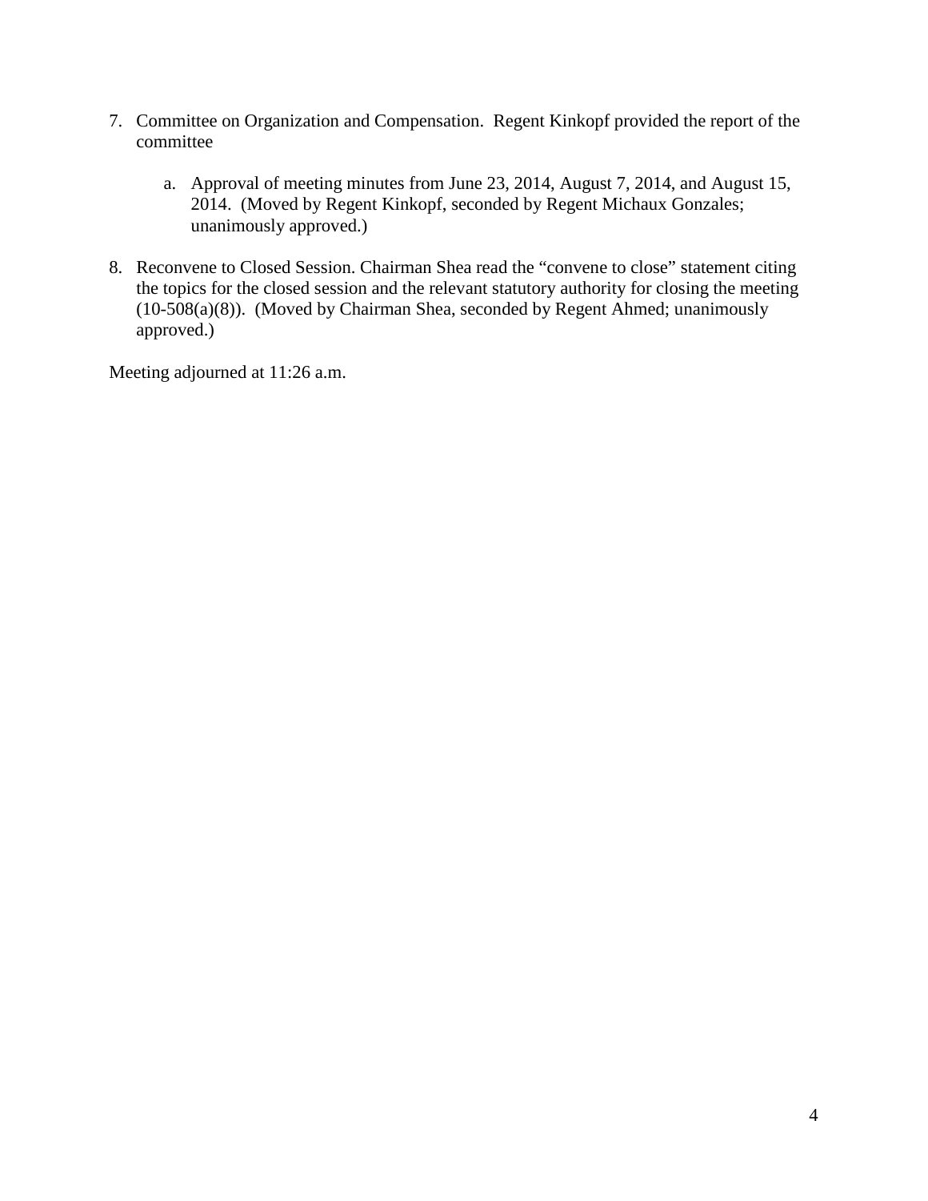7. Committee on Organization and Compensation. Regent Kinkopf provided the report of the committee

   a. Approval of meeting minutes from June 23, 2014, August 7, 2014, and August 15, 2014. (Moved by Regent Kinkopf, seconded by Regent Michaux Gonzales; unanimously approved.)

8. Reconvene to Closed Session. Chairman Shea read the "convene to close" statement citing the topics for the closed session and the relevant statutory authority for closing the meeting (10-508(a)(8)). (Moved by Chairman Shea, seconded by Regent Ahmed; unanimously approved.)

Meeting adjourned at 11:26 a.m.